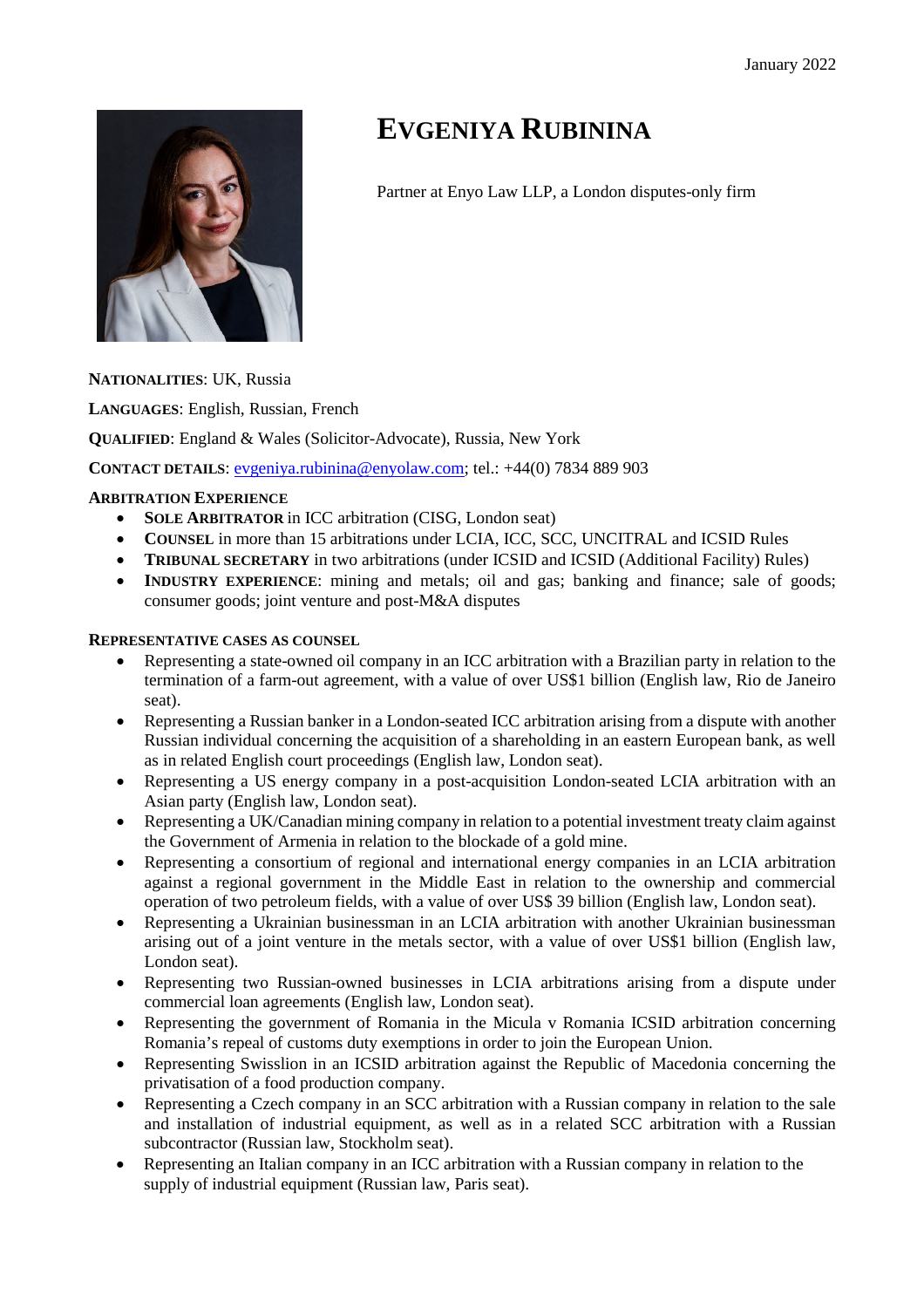January 2022

# EVGENIYA RUBININA

Partner at Enyo Law LLP, a London disputes-only firm

**NATIONALITIES**: UK, Russia

**LANGUAGES**: English, Russian, French

**QUALIFIED**: England & Wales (Solicitor-Advocate), Russia, New York

**CONTACT DETAILS**: evgeniya.rubinina@enyolaw.com; tel.: +44(0) 7834 889 903

**ARBITRATION EXPERIENCE**

- **SOLE ARBITRATOR** in ICC arbitration (CISG, London seat)
- **COUNSEL** in more than 15 arbitrations under LCIA, ICC, SCC, UNCITRAL and ICSID Rules
- **TRIBUNAL SECRETARY** in two arbitrations (under ICSID and ICSID (Additional Facility) Rules)
- **INDUSTRY EXPERIENCE**: mining and metals; oil and gas; banking and finance; sale of goods; consumer goods; joint venture and post-M&A disputes

**REPRESENTATIVE CASES AS COUNSEL**

- Representing a state-owned oil company in an ICC arbitration with a Brazilian party in relation to the termination of a farm-out agreement, with a value of over US$1 billion (English law, Rio de Janeiro seat).
- Representing a Russian banker in a London-seated ICC arbitration arising from a dispute with another Russian individual concerning the acquisition of a shareholding in an eastern European bank, as well as in related English court proceedings (English law, London seat).
- Representing a US energy company in a post-acquisition London-seated LCIA arbitration with an Asian party (English law, London seat).
- Representing a UK/Canadian mining company in relation to a potential investment treaty claim against the Government of Armenia in relation to the blockade of a gold mine.
- Representing a consortium of regional and international energy companies in an LCIA arbitration against a regional government in the Middle East in relation to the ownership and commercial operation of two petroleum fields, with a value of over US$ 39 billion (English law, London seat).
- Representing a Ukrainian businessman in an LCIA arbitration with another Ukrainian businessman arising out of a joint venture in the metals sector, with a value of over US$1 billion (English law, London seat).
- Representing two Russian-owned businesses in LCIA arbitrations arising from a dispute under commercial loan agreements (English law, London seat).
- Representing the government of Romania in the Micula v Romania ICSID arbitration concerning Romania's repeal of customs duty exemptions in order to join the European Union.
- Representing Swisslion in an ICSID arbitration against the Republic of Macedonia concerning the privatisation of a food production company.
- Representing a Czech company in an SCC arbitration with a Russian company in relation to the sale and installation of industrial equipment, as well as in a related SCC arbitration with a Russian subcontractor (Russian law, Stockholm seat).
- Representing an Italian company in an ICC arbitration with a Russian company in relation to the supply of industrial equipment (Russian law, Paris seat).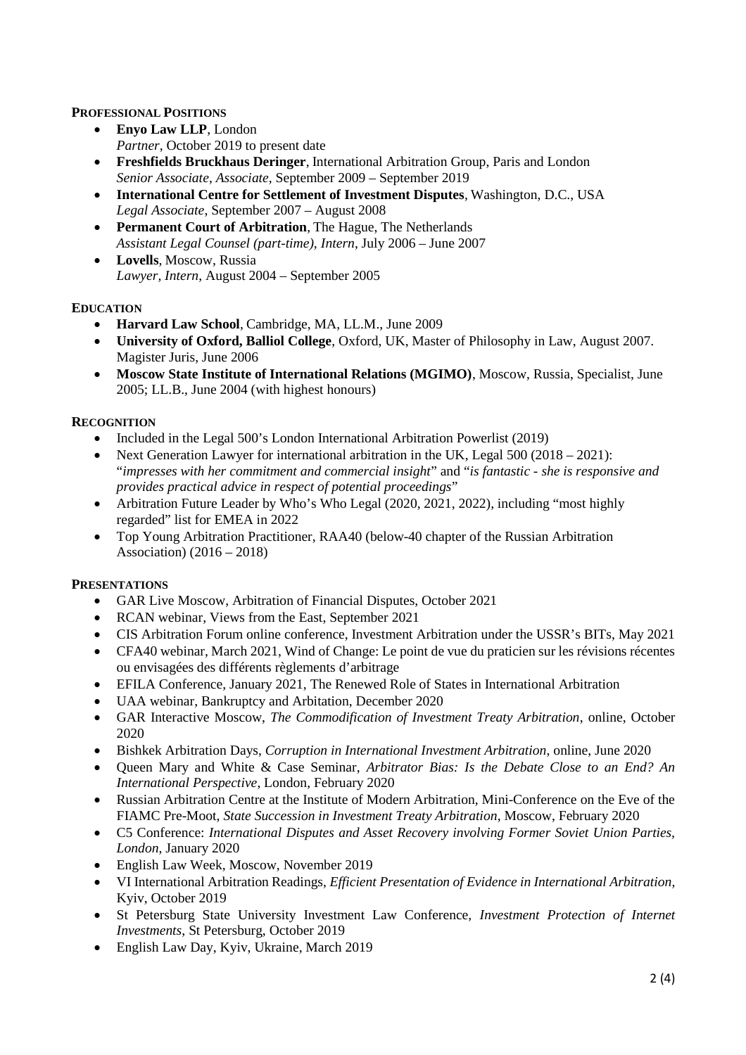## PROFESSIONAL POSITIONS

- **Enyo Law LLP**, London
  *Partner*, October 2019 to present date
- **Freshfields Bruckhaus Deringer**, International Arbitration Group, Paris and London
  *Senior Associate*, *Associate*, September 2009 – September 2019
- **International Centre for Settlement of Investment Disputes**, Washington, D.C., USA
  *Legal Associate*, September 2007 – August 2008
- **Permanent Court of Arbitration**, The Hague, The Netherlands
  *Assistant Legal Counsel (part-time), Intern*, July 2006 – June 2007
- **Lovells**, Moscow, Russia
  *Lawyer, Intern*, August 2004 – September 2005

## EDUCATION

- **Harvard Law School**, Cambridge, MA, LL.M., June 2009
- **University of Oxford, Balliol College**, Oxford, UK, Master of Philosophy in Law, August 2007. Magister Juris, June 2006
- **Moscow State Institute of International Relations (MGIMO)**, Moscow, Russia, Specialist, June 2005; LL.B., June 2004 (with highest honours)

## RECOGNITION

- Included in the Legal 500's London International Arbitration Powerlist (2019)
- Next Generation Lawyer for international arbitration in the UK, Legal 500 (2018 – 2021): "*impresses with her commitment and commercial insight*" and "*is fantastic - she is responsive and provides practical advice in respect of potential proceedings*"
- Arbitration Future Leader by Who's Who Legal (2020, 2021, 2022), including "most highly regarded" list for EMEA in 2022
- Top Young Arbitration Practitioner, RAA40 (below-40 chapter of the Russian Arbitration Association) (2016 – 2018)

## PRESENTATIONS

- GAR Live Moscow, Arbitration of Financial Disputes, October 2021
- RCAN webinar, Views from the East, September 2021
- CIS Arbitration Forum online conference, Investment Arbitration under the USSR's BITs, May 2021
- CFA40 webinar, March 2021, Wind of Change: Le point de vue du praticien sur les révisions récentes ou envisagées des différents règlements d'arbitrage
- EFILA Conference, January 2021, The Renewed Role of States in International Arbitration
- UAA webinar, Bankruptcy and Arbitation, December 2020
- GAR Interactive Moscow, *The Commodification of Investment Treaty Arbitration*, online, October 2020
- Bishkek Arbitration Days, *Corruption in International Investment Arbitration*, online, June 2020
- Queen Mary and White & Case Seminar, *Arbitrator Bias: Is the Debate Close to an End? An International Perspective*, London, February 2020
- Russian Arbitration Centre at the Institute of Modern Arbitration, Mini-Conference on the Eve of the FIAMC Pre-Moot, *State Succession in Investment Treaty Arbitration*, Moscow, February 2020
- C5 Conference: *International Disputes and Asset Recovery involving Former Soviet Union Parties*, *London*, January 2020
- English Law Week, Moscow, November 2019
- VI International Arbitration Readings, *Efficient Presentation of Evidence in International Arbitration*, Kyiv, October 2019
- St Petersburg State University Investment Law Conference, *Investment Protection of Internet Investments*, St Petersburg, October 2019
- English Law Day, Kyiv, Ukraine, March 2019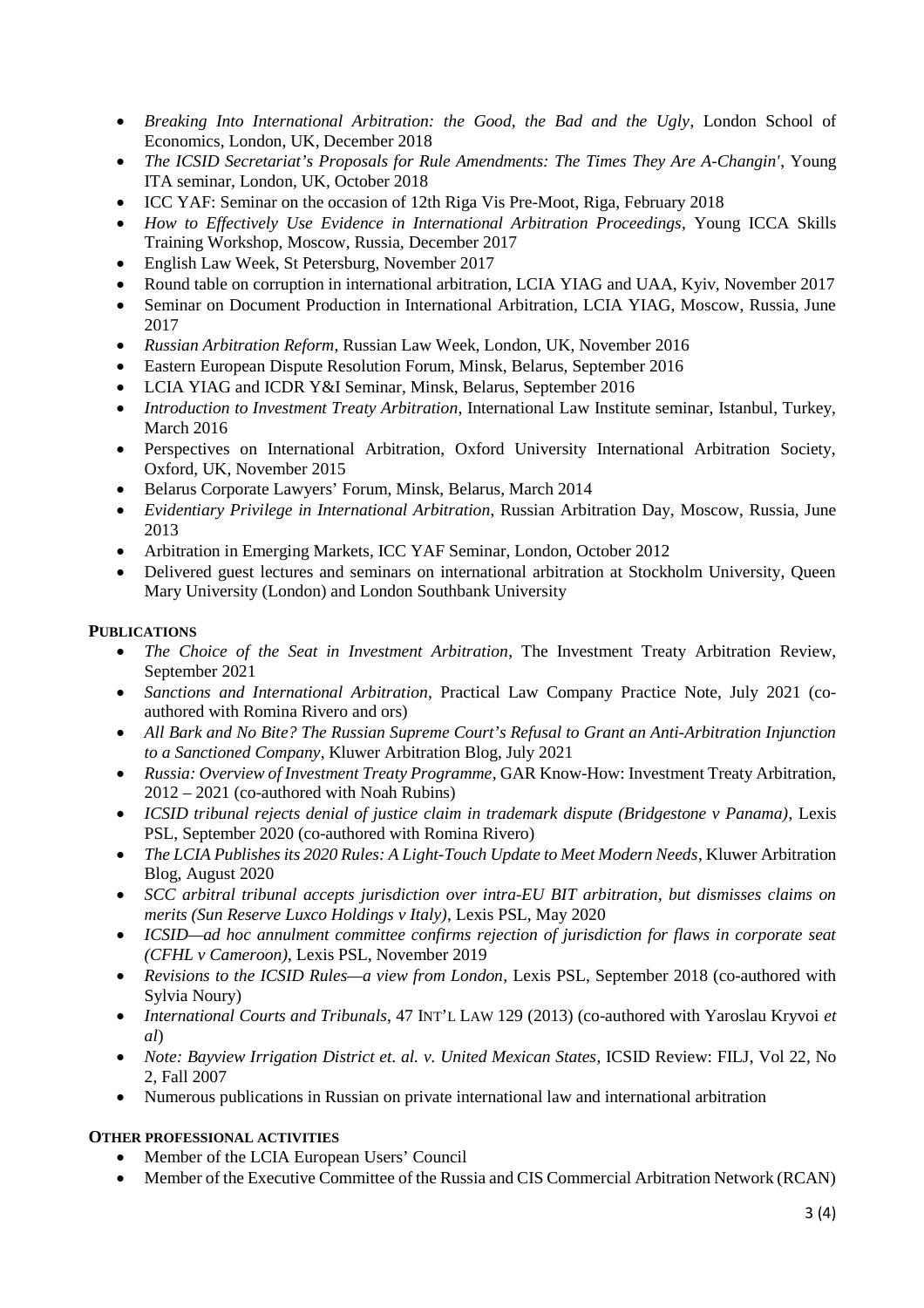- *Breaking Into International Arbitration: the Good, the Bad and the Ugly*, London School of Economics, London, UK, December 2018
- *The ICSID Secretariat's Proposals for Rule Amendments: The Times They Are A-Changin'*, Young ITA seminar, London, UK, October 2018
- ICC YAF: Seminar on the occasion of 12th Riga Vis Pre-Moot, Riga, February 2018
- *How to Effectively Use Evidence in International Arbitration Proceedings*, Young ICCA Skills Training Workshop, Moscow, Russia, December 2017
- English Law Week, St Petersburg, November 2017
- Round table on corruption in international arbitration, LCIA YIAG and UAA, Kyiv, November 2017
- Seminar on Document Production in International Arbitration, LCIA YIAG, Moscow, Russia, June 2017
- *Russian Arbitration Reform*, Russian Law Week, London, UK, November 2016
- Eastern European Dispute Resolution Forum, Minsk, Belarus, September 2016
- LCIA YIAG and ICDR Y&I Seminar, Minsk, Belarus, September 2016
- *Introduction to Investment Treaty Arbitration*, International Law Institute seminar, Istanbul, Turkey, March 2016
- Perspectives on International Arbitration, Oxford University International Arbitration Society, Oxford, UK, November 2015
- Belarus Corporate Lawyers' Forum, Minsk, Belarus, March 2014
- *Evidentiary Privilege in International Arbitration*, Russian Arbitration Day, Moscow, Russia, June 2013
- Arbitration in Emerging Markets, ICC YAF Seminar, London, October 2012
- Delivered guest lectures and seminars on international arbitration at Stockholm University, Queen Mary University (London) and London Southbank University

**PUBLICATIONS**

- *The Choice of the Seat in Investment Arbitration*, The Investment Treaty Arbitration Review, September 2021
- *Sanctions and International Arbitration*, Practical Law Company Practice Note, July 2021 (co-authored with Romina Rivero and ors)
- *All Bark and No Bite? The Russian Supreme Court's Refusal to Grant an Anti-Arbitration Injunction to a Sanctioned Company*, Kluwer Arbitration Blog, July 2021
- *Russia: Overview of Investment Treaty Programme*, GAR Know-How: Investment Treaty Arbitration, 2012 – 2021 (co-authored with Noah Rubins)
- *ICSID tribunal rejects denial of justice claim in trademark dispute (Bridgestone v Panama)*, Lexis PSL, September 2020 (co-authored with Romina Rivero)
- *The LCIA Publishes its 2020 Rules: A Light-Touch Update to Meet Modern Needs*, Kluwer Arbitration Blog, August 2020
- *SCC arbitral tribunal accepts jurisdiction over intra-EU BIT arbitration, but dismisses claims on merits (Sun Reserve Luxco Holdings v Italy)*, Lexis PSL, May 2020
- *ICSID—ad hoc annulment committee confirms rejection of jurisdiction for flaws in corporate seat (CFHL v Cameroon)*, Lexis PSL, November 2019
- *Revisions to the ICSID Rules—a view from London*, Lexis PSL, September 2018 (co-authored with Sylvia Noury)
- *International Courts and Tribunals*, 47 INT'L LAW 129 (2013) (co-authored with Yaroslau Kryvoi *et al*)
- *Note: Bayview Irrigation District et. al. v. United Mexican States*, ICSID Review: FILJ, Vol 22, No 2, Fall 2007
- Numerous publications in Russian on private international law and international arbitration

**OTHER PROFESSIONAL ACTIVITIES**

- Member of the LCIA European Users' Council
- Member of the Executive Committee of the Russia and CIS Commercial Arbitration Network (RCAN)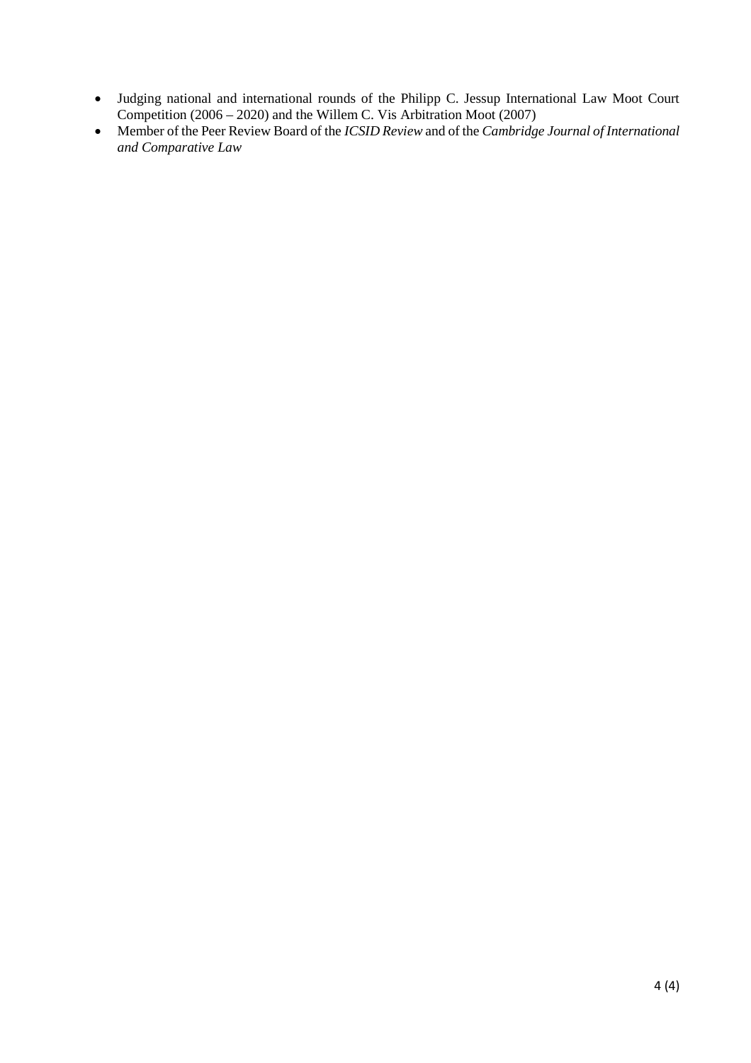- Judging national and international rounds of the Philipp C. Jessup International Law Moot Court Competition (2006 – 2020) and the Willem C. Vis Arbitration Moot (2007)
- Member of the Peer Review Board of the *ICSID Review* and of the *Cambridge Journal of International and Comparative Law*